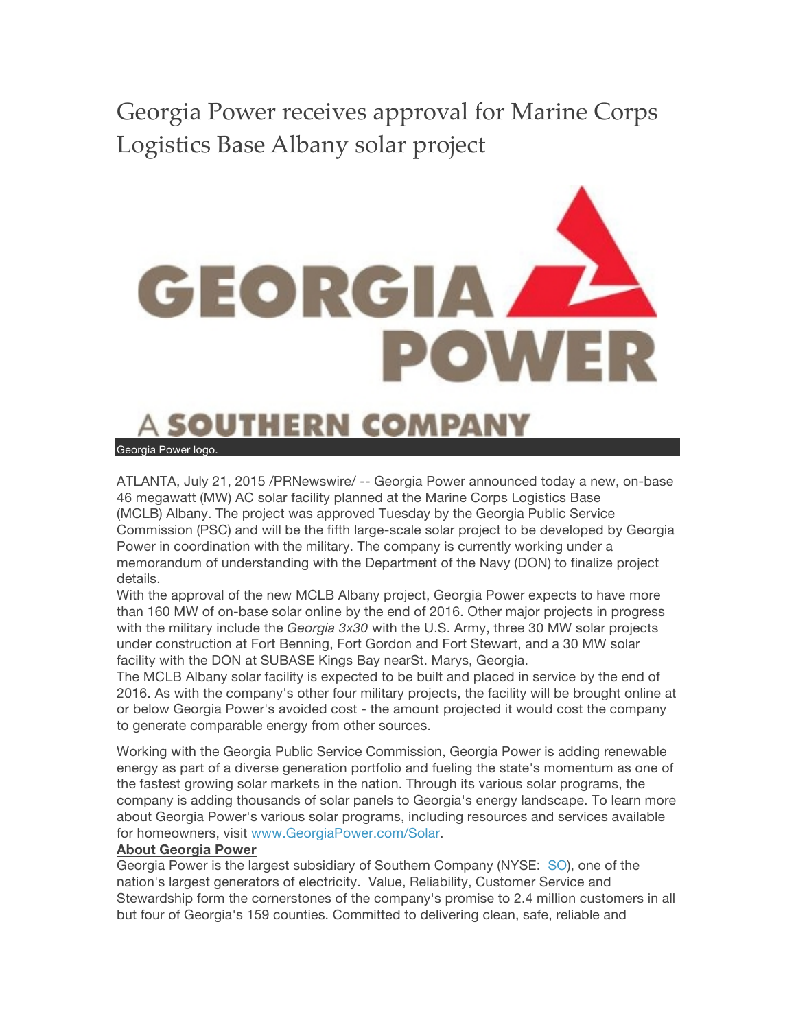# Georgia Power receives approval for Marine Corps Logistics Base Albany solar project

Georgia Power logo.

ATLANTA, July 21, 2015 /PRNewswire/ -- Georgia Power announced today a new, on-base 46 megawatt (MW) AC solar facility planned at the Marine Corps Logistics Base (MCLB) Albany. The project was approved Tuesday by the Georgia Public Service Commission (PSC) and will be the fifth large-scale solar project to be developed by Georgia Power in coordination with the military. The company is currently working under a memorandum of understanding with the Department of the Navy (DON) to finalize project details.

With the approval of the new MCLB Albany project, Georgia Power expects to have more than 160 MW of on-base solar online by the end of 2016. Other major projects in progress with the military include the *Georgia 3x30* with the U.S. Army, three 30 MW solar projects under construction at Fort Benning, Fort Gordon and Fort Stewart, and a 30 MW solar facility with the DON at SUBASE Kings Bay nearSt. Marys, Georgia.

The MCLB Albany solar facility is expected to be built and placed in service by the end of 2016. As with the company's other four military projects, the facility will be brought online at or below Georgia Power's avoided cost - the amount projected it would cost the company to generate comparable energy from other sources.

Working with the Georgia Public Service Commission, Georgia Power is adding renewable energy as part of a diverse generation portfolio and fueling the state's momentum as one of the fastest growing solar markets in the nation. Through its various solar programs, the company is adding thousands of solar panels to Georgia's energy landscape. To learn more about Georgia Power's various solar programs, including resources and services available for homeowners, visit [www.GeorgiaPower.com/Solar](http://www.GeorgiaPower.com/Solar).

**About Georgia Power**

Georgia Power is the largest subsidiary of Southern Company (NYSE: SO), one of the nation's largest generators of electricity. Value, Reliability, Customer Service and Stewardship form the cornerstones of the company's promise to 2.4 million customers in all but four of Georgia's 159 counties. Committed to delivering clean, safe, reliable and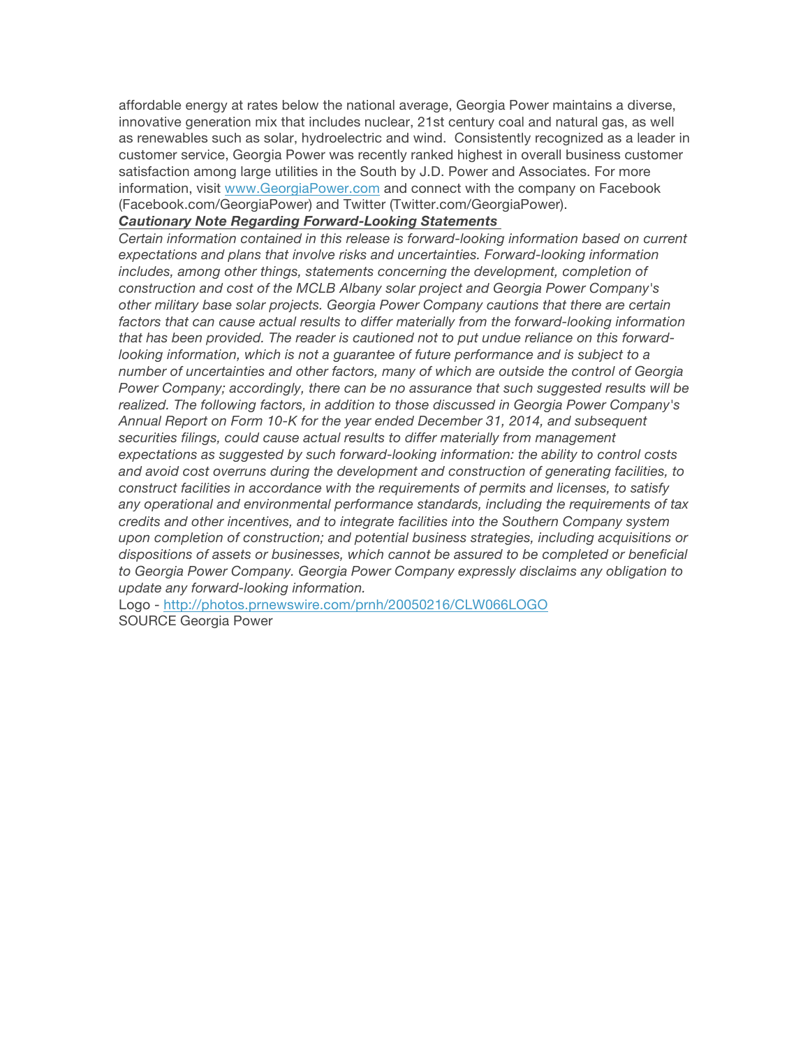affordable energy at rates below the national average, Georgia Power maintains a diverse, innovative generation mix that includes nuclear, 21st century coal and natural gas, as well as renewables such as solar, hydroelectric and wind. Consistently recognized as a leader in customer service, Georgia Power was recently ranked highest in overall business customer satisfaction among large utilities in the South by J.D. Power and Associates. For more information, visit [www.GeorgiaPower.com](http://www.GeorgiaPower.com) and connect with the company on Facebook (Facebook.com/GeorgiaPower) and Twitter (Twitter.com/GeorgiaPower).

***Cautionary Note Regarding Forward-Looking Statements***

*Certain information contained in this release is forward-looking information based on current expectations and plans that involve risks and uncertainties. Forward-looking information includes, among other things, statements concerning the development, completion of construction and cost of the MCLB Albany solar project and Georgia Power Company's other military base solar projects. Georgia Power Company cautions that there are certain factors that can cause actual results to differ materially from the forward-looking information that has been provided. The reader is cautioned not to put undue reliance on this forward-looking information, which is not a guarantee of future performance and is subject to a number of uncertainties and other factors, many of which are outside the control of Georgia Power Company; accordingly, there can be no assurance that such suggested results will be realized. The following factors, in addition to those discussed in Georgia Power Company's Annual Report on Form 10-K for the year ended December 31, 2014, and subsequent securities filings, could cause actual results to differ materially from management expectations as suggested by such forward-looking information: the ability to control costs and avoid cost overruns during the development and construction of generating facilities, to construct facilities in accordance with the requirements of permits and licenses, to satisfy any operational and environmental performance standards, including the requirements of tax credits and other incentives, and to integrate facilities into the Southern Company system upon completion of construction; and potential business strategies, including acquisitions or dispositions of assets or businesses, which cannot be assured to be completed or beneficial to Georgia Power Company. Georgia Power Company expressly disclaims any obligation to update any forward-looking information.*

Logo - [http://photos.prnewswire.com/prnh/20050216/CLW066LOGO](http://photos.prnewswire.com/prnh/20050216/CLW066LOGO)

SOURCE Georgia Power